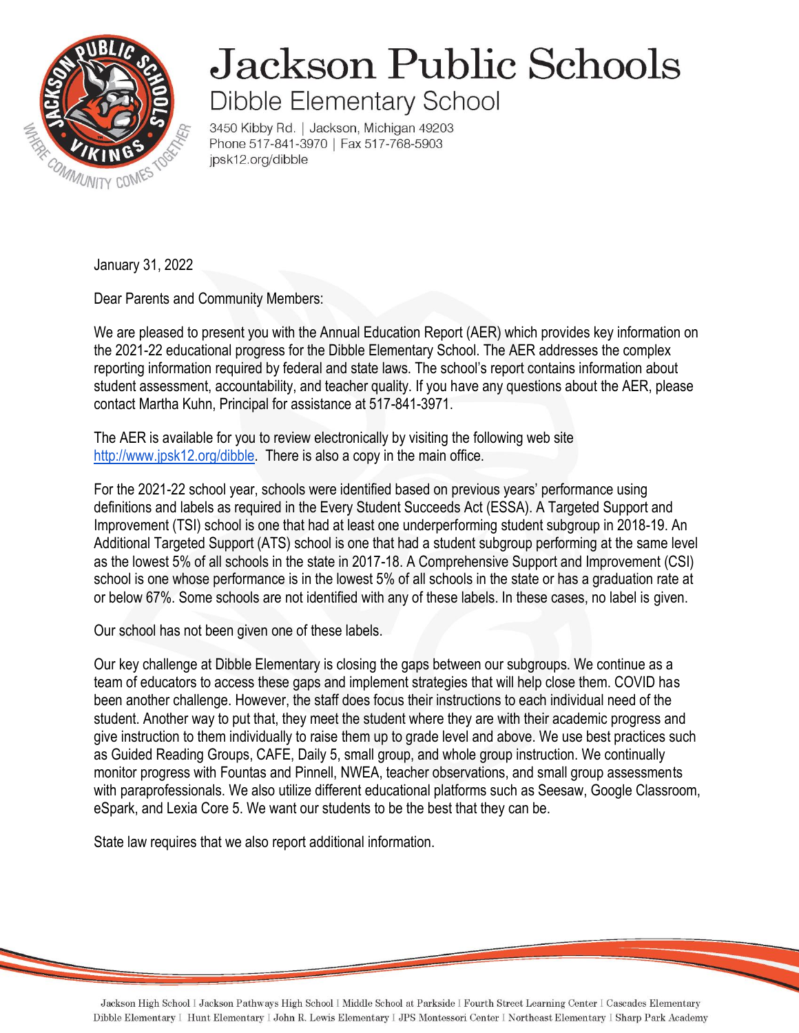# Jackson Public Schools

## Dibble Elementary School

3450 Kibby Rd. | Jackson, Michigan 49203
Phone 517-841-3970 | Fax 517-768-5903
jpsk12.org/dibble

January 31, 2022

Dear Parents and Community Members:

We are pleased to present you with the Annual Education Report (AER) which provides key information on the 2021-22 educational progress for the Dibble Elementary School. The AER addresses the complex reporting information required by federal and state laws. The school's report contains information about student assessment, accountability, and teacher quality. If you have any questions about the AER, please contact Martha Kuhn, Principal for assistance at 517-841-3971.

The AER is available for you to review electronically by visiting the following web site http://www.jpsk12.org/dibble. There is also a copy in the main office.

For the 2021-22 school year, schools were identified based on previous years' performance using definitions and labels as required in the Every Student Succeeds Act (ESSA). A Targeted Support and Improvement (TSI) school is one that had at least one underperforming student subgroup in 2018-19. An Additional Targeted Support (ATS) school is one that had a student subgroup performing at the same level as the lowest 5% of all schools in the state in 2017-18. A Comprehensive Support and Improvement (CSI) school is one whose performance is in the lowest 5% of all schools in the state or has a graduation rate at or below 67%. Some schools are not identified with any of these labels. In these cases, no label is given.

Our school has not been given one of these labels.

Our key challenge at Dibble Elementary is closing the gaps between our subgroups. We continue as a team of educators to access these gaps and implement strategies that will help close them. COVID has been another challenge. However, the staff does focus their instructions to each individual need of the student. Another way to put that, they meet the student where they are with their academic progress and give instruction to them individually to raise them up to grade level and above. We use best practices such as Guided Reading Groups, CAFE, Daily 5, small group, and whole group instruction. We continually monitor progress with Fountas and Pinnell, NWEA, teacher observations, and small group assessments with paraprofessionals. We also utilize different educational platforms such as Seesaw, Google Classroom, eSpark, and Lexia Core 5. We want our students to be the best that they can be.

State law requires that we also report additional information.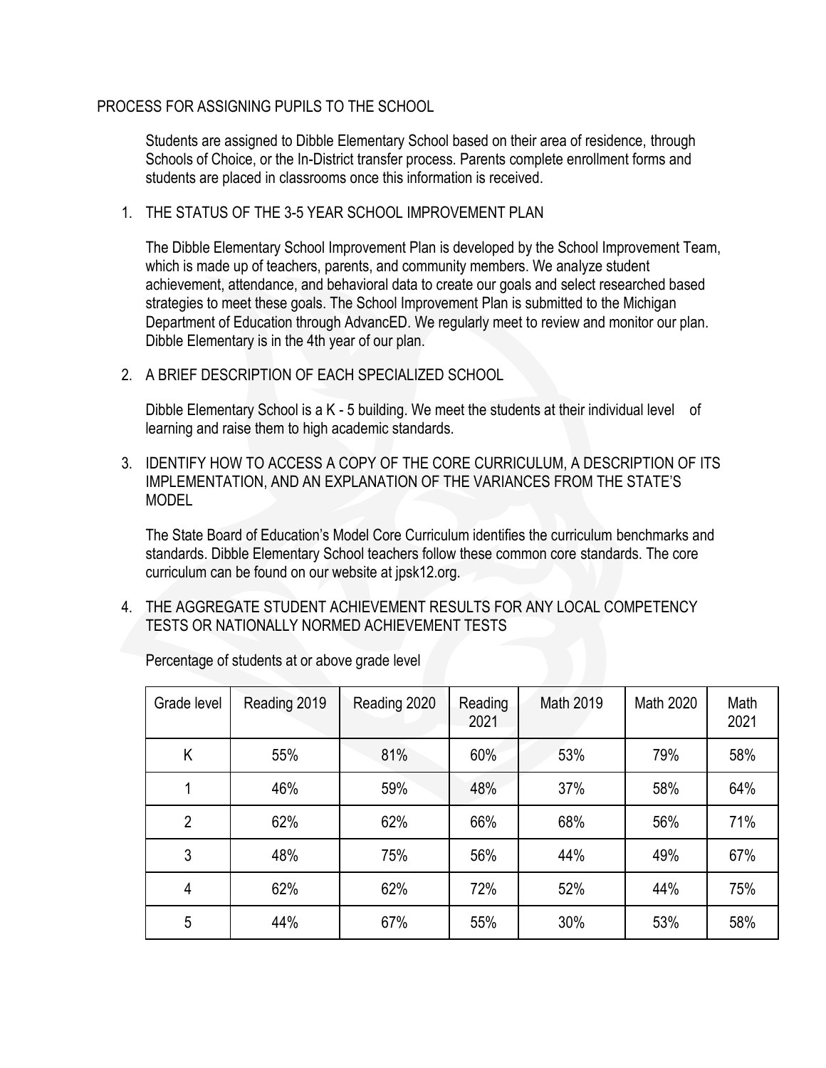## PROCESS FOR ASSIGNING PUPILS TO THE SCHOOL

Students are assigned to Dibble Elementary School based on their area of residence, through Schools of Choice, or the In-District transfer process. Parents complete enrollment forms and students are placed in classrooms once this information is received.

1. THE STATUS OF THE 3-5 YEAR SCHOOL IMPROVEMENT PLAN

   The Dibble Elementary School Improvement Plan is developed by the School Improvement Team, which is made up of teachers, parents, and community members. We analyze student achievement, attendance, and behavioral data to create our goals and select researched based strategies to meet these goals. The School Improvement Plan is submitted to the Michigan Department of Education through AdvancED. We regularly meet to review and monitor our plan. Dibble Elementary is in the 4th year of our plan.

2. A BRIEF DESCRIPTION OF EACH SPECIALIZED SCHOOL

   Dibble Elementary School is a K - 5 building. We meet the students at their individual level of learning and raise them to high academic standards.

3. IDENTIFY HOW TO ACCESS A COPY OF THE CORE CURRICULUM, A DESCRIPTION OF ITS IMPLEMENTATION, AND AN EXPLANATION OF THE VARIANCES FROM THE STATE'S MODEL

   The State Board of Education's Model Core Curriculum identifies the curriculum benchmarks and standards. Dibble Elementary School teachers follow these common core standards. The core curriculum can be found on our website at jpsk12.org.

4. THE AGGREGATE STUDENT ACHIEVEMENT RESULTS FOR ANY LOCAL COMPETENCY TESTS OR NATIONALLY NORMED ACHIEVEMENT TESTS

   Percentage of students at or above grade level

| Grade level | Reading 2019 | Reading 2020 | Reading 2021 | Math 2019 | Math 2020 | Math 2021 |
|---|---|---|---|---|---|---|
| K | 55% | 81% | 60% | 53% | 79% | 58% |
| 1 | 46% | 59% | 48% | 37% | 58% | 64% |
| 2 | 62% | 62% | 66% | 68% | 56% | 71% |
| 3 | 48% | 75% | 56% | 44% | 49% | 67% |
| 4 | 62% | 62% | 72% | 52% | 44% | 75% |
| 5 | 44% | 67% | 55% | 30% | 53% | 58% |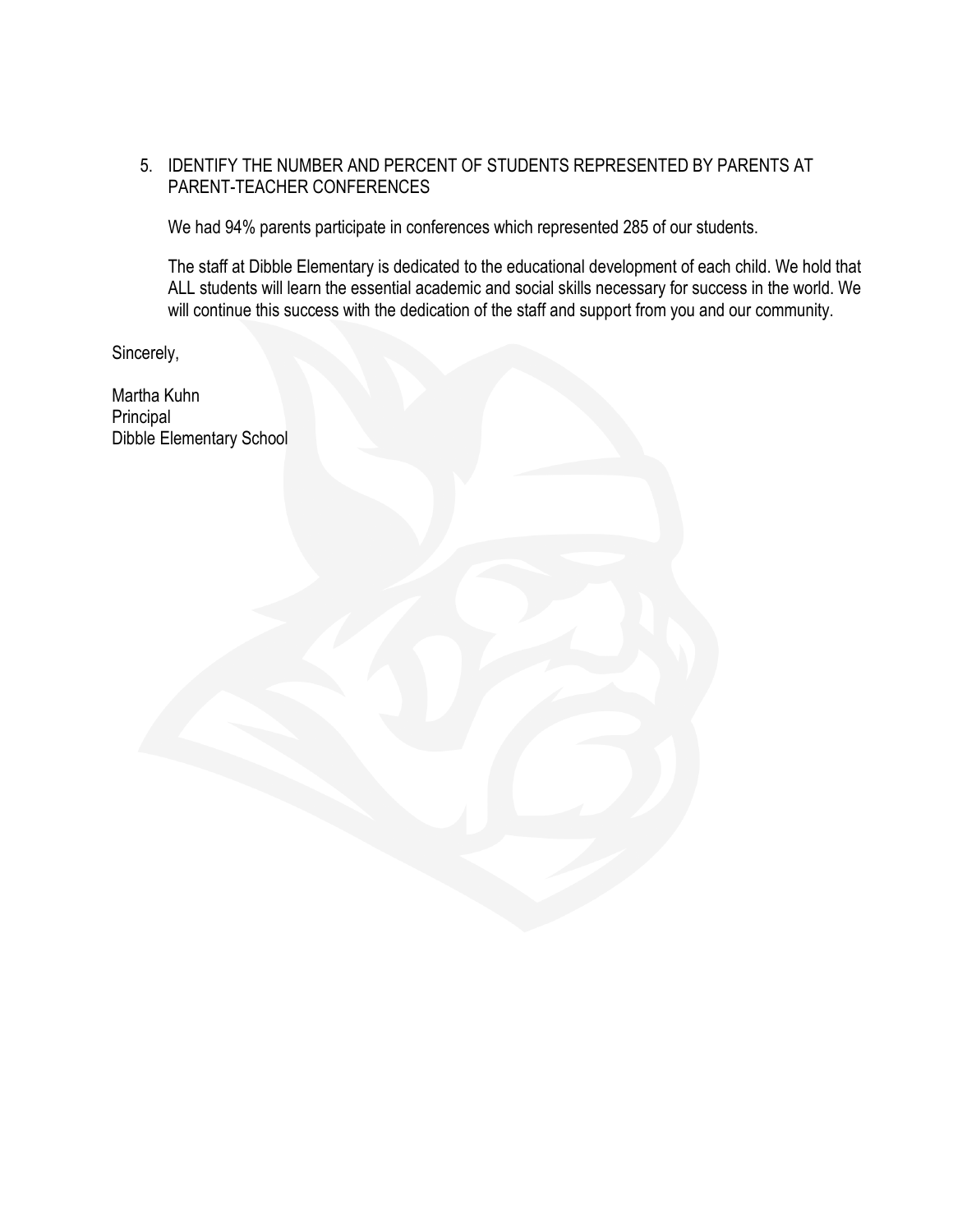5. IDENTIFY THE NUMBER AND PERCENT OF STUDENTS REPRESENTED BY PARENTS AT PARENT-TEACHER CONFERENCES

   We had 94% parents participate in conferences which represented 285 of our students.

   The staff at Dibble Elementary is dedicated to the educational development of each child. We hold that ALL students will learn the essential academic and social skills necessary for success in the world. We will continue this success with the dedication of the staff and support from you and our community.

Sincerely,

Martha Kuhn
Principal
Dibble Elementary School